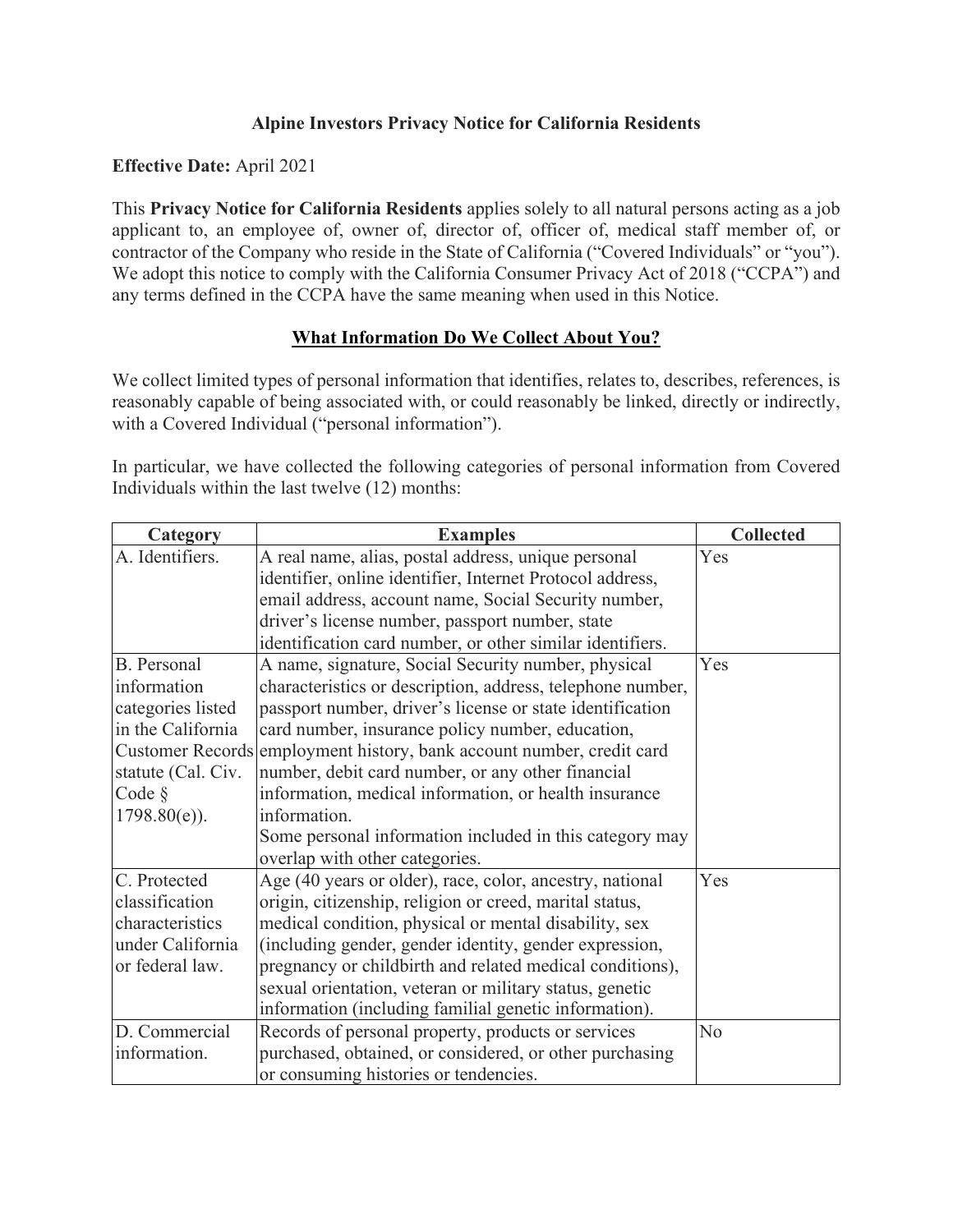# Alpine Investors Privacy Notice for California Residents

**Effective Date:** April 2021

This **Privacy Notice for California Residents** applies solely to all natural persons acting as a job applicant to, an employee of, owner of, director of, officer of, medical staff member of, or contractor of the Company who reside in the State of California ("Covered Individuals" or "you"). We adopt this notice to comply with the California Consumer Privacy Act of 2018 ("CCPA") and any terms defined in the CCPA have the same meaning when used in this Notice.

## What Information Do We Collect About You?

We collect limited types of personal information that identifies, relates to, describes, references, is reasonably capable of being associated with, or could reasonably be linked, directly or indirectly, with a Covered Individual ("personal information").

In particular, we have collected the following categories of personal information from Covered Individuals within the last twelve (12) months:

| Category | Examples | Collected |
|---|---|---|
| A. Identifiers. | A real name, alias, postal address, unique personal identifier, online identifier, Internet Protocol address, email address, account name, Social Security number, driver's license number, passport number, state identification card number, or other similar identifiers. | Yes |
| B. Personal information categories listed in the California Customer Records statute (Cal. Civ. Code § 1798.80(e)). | A name, signature, Social Security number, physical characteristics or description, address, telephone number, passport number, driver's license or state identification card number, insurance policy number, education, employment history, bank account number, credit card number, debit card number, or any other financial information, medical information, or health insurance information.<br>Some personal information included in this category may overlap with other categories. | Yes |
| C. Protected classification characteristics under California or federal law. | Age (40 years or older), race, color, ancestry, national origin, citizenship, religion or creed, marital status, medical condition, physical or mental disability, sex (including gender, gender identity, gender expression, pregnancy or childbirth and related medical conditions), sexual orientation, veteran or military status, genetic information (including familial genetic information). | Yes |
| D. Commercial information. | Records of personal property, products or services purchased, obtained, or considered, or other purchasing or consuming histories or tendencies. | No |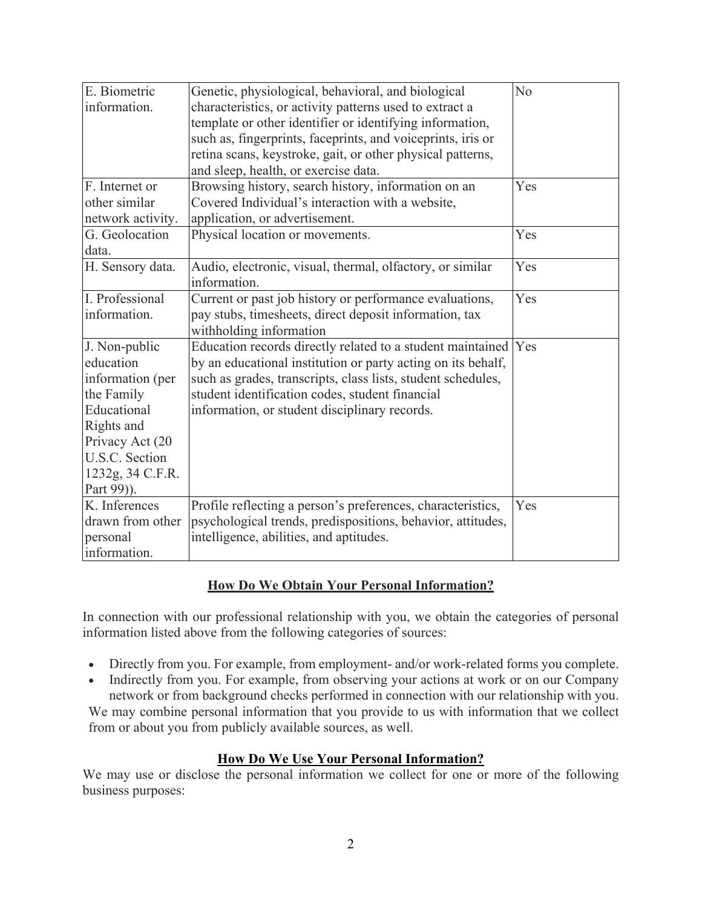| | | |
|---|---|---|
| E. Biometric information. | Genetic, physiological, behavioral, and biological characteristics, or activity patterns used to extract a template or other identifier or identifying information, such as, fingerprints, faceprints, and voiceprints, iris or retina scans, keystroke, gait, or other physical patterns, and sleep, health, or exercise data. | No |
| F. Internet or other similar network activity. | Browsing history, search history, information on an Covered Individual's interaction with a website, application, or advertisement. | Yes |
| G. Geolocation data. | Physical location or movements. | Yes |
| H. Sensory data. | Audio, electronic, visual, thermal, olfactory, or similar information. | Yes |
| I. Professional information. | Current or past job history or performance evaluations, pay stubs, timesheets, direct deposit information, tax withholding information | Yes |
| J. Non-public education information (per the Family Educational Rights and Privacy Act (20 U.S.C. Section 1232g, 34 C.F.R. Part 99)). | Education records directly related to a student maintained by an educational institution or party acting on its behalf, such as grades, transcripts, class lists, student schedules, student identification codes, student financial information, or student disciplinary records. | Yes |
| K. Inferences drawn from other personal information. | Profile reflecting a person's preferences, characteristics, psychological trends, predispositions, behavior, attitudes, intelligence, abilities, and aptitudes. | Yes |

## How Do We Obtain Your Personal Information?

In connection with our professional relationship with you, we obtain the categories of personal information listed above from the following categories of sources:

- Directly from you. For example, from employment- and/or work-related forms you complete.
- Indirectly from you. For example, from observing your actions at work or on our Company network or from background checks performed in connection with our relationship with you.

We may combine personal information that you provide to us with information that we collect from or about you from publicly available sources, as well.

## How Do We Use Your Personal Information?

We may use or disclose the personal information we collect for one or more of the following business purposes: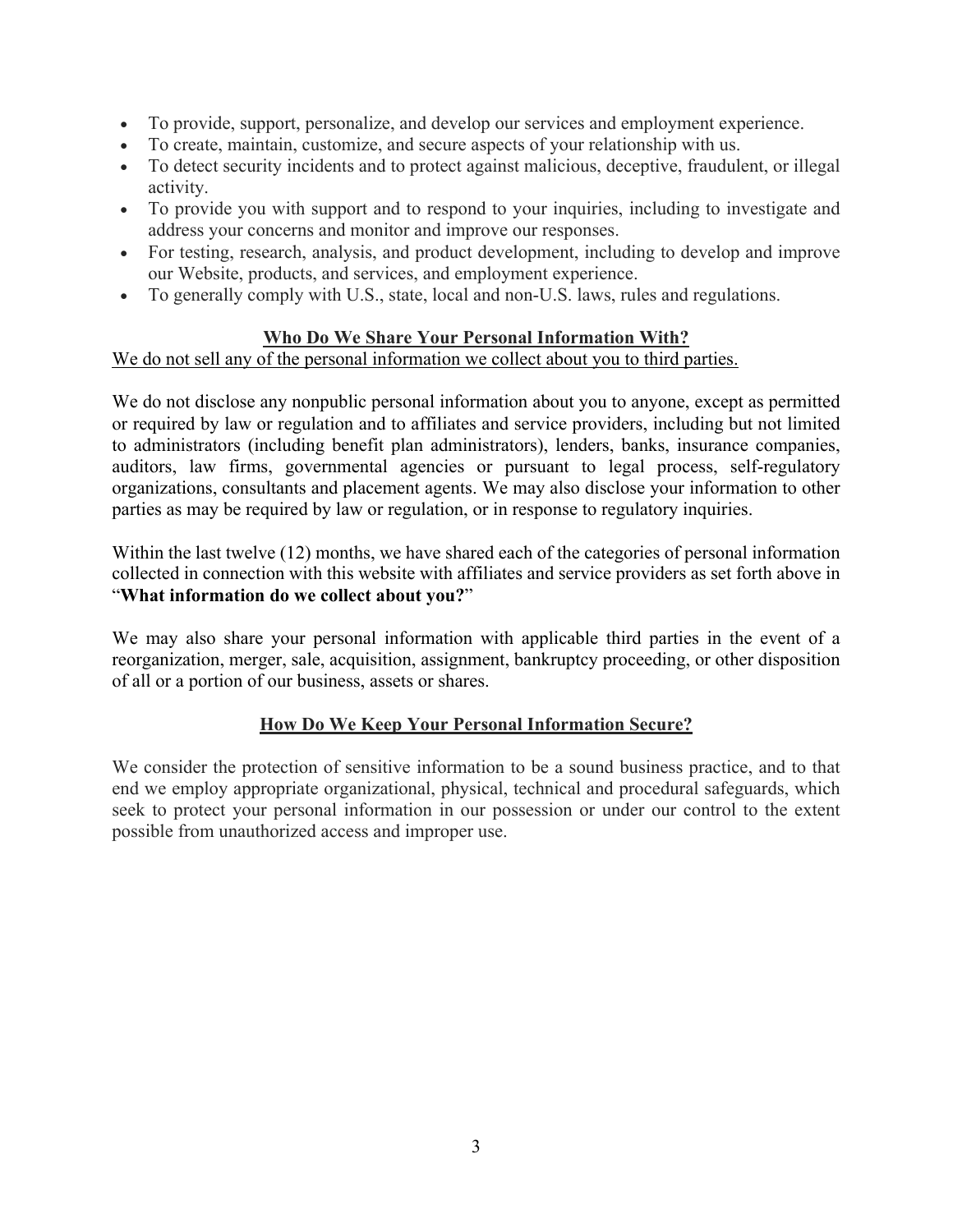- To provide, support, personalize, and develop our services and employment experience.
- To create, maintain, customize, and secure aspects of your relationship with us.
- To detect security incidents and to protect against malicious, deceptive, fraudulent, or illegal activity.
- To provide you with support and to respond to your inquiries, including to investigate and address your concerns and monitor and improve our responses.
- For testing, research, analysis, and product development, including to develop and improve our Website, products, and services, and employment experience.
- To generally comply with U.S., state, local and non-U.S. laws, rules and regulations.

## Who Do We Share Your Personal Information With?

We do not sell any of the personal information we collect about you to third parties.

We do not disclose any nonpublic personal information about you to anyone, except as permitted or required by law or regulation and to affiliates and service providers, including but not limited to administrators (including benefit plan administrators), lenders, banks, insurance companies, auditors, law firms, governmental agencies or pursuant to legal process, self-regulatory organizations, consultants and placement agents. We may also disclose your information to other parties as may be required by law or regulation, or in response to regulatory inquiries.

Within the last twelve (12) months, we have shared each of the categories of personal information collected in connection with this website with affiliates and service providers as set forth above in "**What information do we collect about you?**"

We may also share your personal information with applicable third parties in the event of a reorganization, merger, sale, acquisition, assignment, bankruptcy proceeding, or other disposition of all or a portion of our business, assets or shares.

## How Do We Keep Your Personal Information Secure?

We consider the protection of sensitive information to be a sound business practice, and to that end we employ appropriate organizational, physical, technical and procedural safeguards, which seek to protect your personal information in our possession or under our control to the extent possible from unauthorized access and improper use.